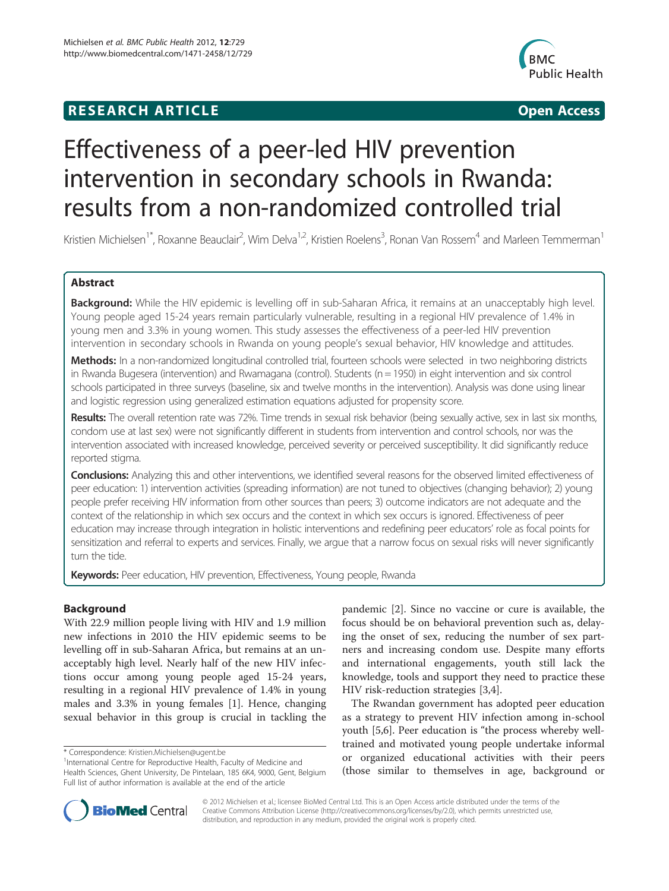**RESEARCH ARTICLE** **Open Access**

# Effectiveness of a peer-led HIV prevention intervention in secondary schools in Rwanda: results from a non-randomized controlled trial

Kristien Michielsen[1*], Roxanne Beauclair[2], Wim Delva[1,2], Kristien Roelens[3], Ronan Van Rossem[4] and Marleen Temmerman[1]

## Abstract

**Background:** While the HIV epidemic is levelling off in sub-Saharan Africa, it remains at an unacceptably high level. Young people aged 15-24 years remain particularly vulnerable, resulting in a regional HIV prevalence of 1.4% in young men and 3.3% in young women. This study assesses the effectiveness of a peer-led HIV prevention intervention in secondary schools in Rwanda on young people's sexual behavior, HIV knowledge and attitudes.

**Methods:** In a non-randomized longitudinal controlled trial, fourteen schools were selected in two neighboring districts in Rwanda Bugesera (intervention) and Rwamagana (control). Students (n = 1950) in eight intervention and six control schools participated in three surveys (baseline, six and twelve months in the intervention). Analysis was done using linear and logistic regression using generalized estimation equations adjusted for propensity score.

**Results:** The overall retention rate was 72%. Time trends in sexual risk behavior (being sexually active, sex in last six months, condom use at last sex) were not significantly different in students from intervention and control schools, nor was the intervention associated with increased knowledge, perceived severity or perceived susceptibility. It did significantly reduce reported stigma.

**Conclusions:** Analyzing this and other interventions, we identified several reasons for the observed limited effectiveness of peer education: 1) intervention activities (spreading information) are not tuned to objectives (changing behavior); 2) young people prefer receiving HIV information from other sources than peers; 3) outcome indicators are not adequate and the context of the relationship in which sex occurs and the context in which sex occurs is ignored. Effectiveness of peer education may increase through integration in holistic interventions and redefining peer educators' role as focal points for sensitization and referral to experts and services. Finally, we argue that a narrow focus on sexual risks will never significantly turn the tide.

**Keywords:** Peer education, HIV prevention, Effectiveness, Young people, Rwanda

## Background

With 22.9 million people living with HIV and 1.9 million new infections in 2010 the HIV epidemic seems to be levelling off in sub-Saharan Africa, but remains at an unacceptably high level. Nearly half of the new HIV infections occur among young people aged 15-24 years, resulting in a regional HIV prevalence of 1.4% in young males and 3.3% in young females [1]. Hence, changing sexual behavior in this group is crucial in tackling the pandemic [2]. Since no vaccine or cure is available, the focus should be on behavioral prevention such as, delaying the onset of sex, reducing the number of sex partners and increasing condom use. Despite many efforts and international engagements, youth still lack the knowledge, tools and support they need to practice these HIV risk-reduction strategies [3,4].

The Rwandan government has adopted peer education as a strategy to prevent HIV infection among in-school youth [5,6]. Peer education is "the process whereby well-trained and motivated young people undertake informal or organized educational activities with their peers (those similar to themselves in age, background or

\* Correspondence: Kristien.Michielsen@ugent.be
[1]International Centre for Reproductive Health, Faculty of Medicine and Health Sciences, Ghent University, De Pintelaan, 185 6K4, 9000, Gent, Belgium
Full list of author information is available at the end of the article

© 2012 Michielsen et al.; licensee BioMed Central Ltd. This is an Open Access article distributed under the terms of the Creative Commons Attribution License (http://creativecommons.org/licenses/by/2.0), which permits unrestricted use, distribution, and reproduction in any medium, provided the original work is properly cited.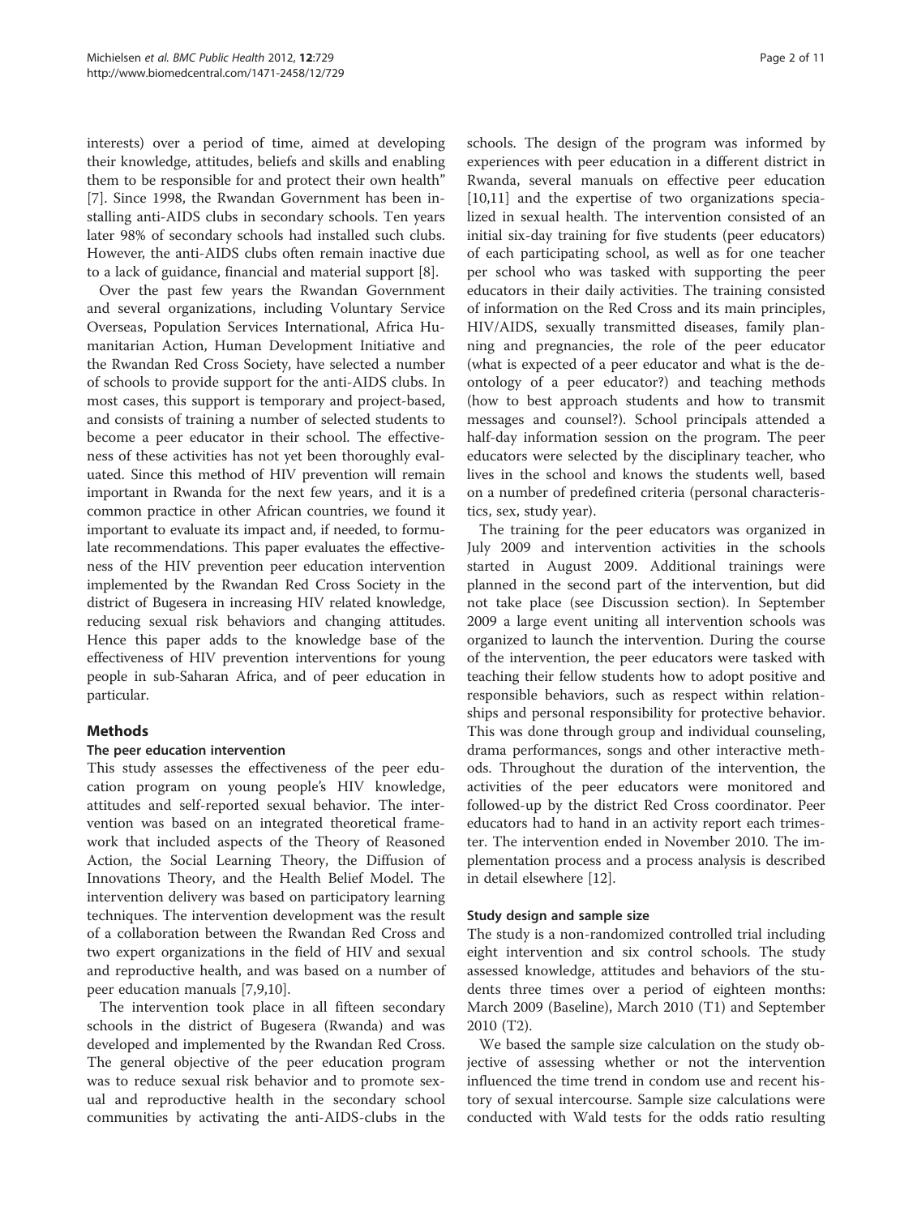interests) over a period of time, aimed at developing their knowledge, attitudes, beliefs and skills and enabling them to be responsible for and protect their own health" [7]. Since 1998, the Rwandan Government has been installing anti-AIDS clubs in secondary schools. Ten years later 98% of secondary schools had installed such clubs. However, the anti-AIDS clubs often remain inactive due to a lack of guidance, financial and material support [8].

Over the past few years the Rwandan Government and several organizations, including Voluntary Service Overseas, Population Services International, Africa Humanitarian Action, Human Development Initiative and the Rwandan Red Cross Society, have selected a number of schools to provide support for the anti-AIDS clubs. In most cases, this support is temporary and project-based, and consists of training a number of selected students to become a peer educator in their school. The effectiveness of these activities has not yet been thoroughly evaluated. Since this method of HIV prevention will remain important in Rwanda for the next few years, and it is a common practice in other African countries, we found it important to evaluate its impact and, if needed, to formulate recommendations. This paper evaluates the effectiveness of the HIV prevention peer education intervention implemented by the Rwandan Red Cross Society in the district of Bugesera in increasing HIV related knowledge, reducing sexual risk behaviors and changing attitudes. Hence this paper adds to the knowledge base of the effectiveness of HIV prevention interventions for young people in sub-Saharan Africa, and of peer education in particular.

## Methods

### The peer education intervention

This study assesses the effectiveness of the peer education program on young people's HIV knowledge, attitudes and self-reported sexual behavior. The intervention was based on an integrated theoretical framework that included aspects of the Theory of Reasoned Action, the Social Learning Theory, the Diffusion of Innovations Theory, and the Health Belief Model. The intervention delivery was based on participatory learning techniques. The intervention development was the result of a collaboration between the Rwandan Red Cross and two expert organizations in the field of HIV and sexual and reproductive health, and was based on a number of peer education manuals [7,9,10].

The intervention took place in all fifteen secondary schools in the district of Bugesera (Rwanda) and was developed and implemented by the Rwandan Red Cross. The general objective of the peer education program was to reduce sexual risk behavior and to promote sexual and reproductive health in the secondary school communities by activating the anti-AIDS-clubs in the schools. The design of the program was informed by experiences with peer education in a different district in Rwanda, several manuals on effective peer education [10,11] and the expertise of two organizations specialized in sexual health. The intervention consisted of an initial six-day training for five students (peer educators) of each participating school, as well as for one teacher per school who was tasked with supporting the peer educators in their daily activities. The training consisted of information on the Red Cross and its main principles, HIV/AIDS, sexually transmitted diseases, family planning and pregnancies, the role of the peer educator (what is expected of a peer educator and what is the deontology of a peer educator?) and teaching methods (how to best approach students and how to transmit messages and counsel?). School principals attended a half-day information session on the program. The peer educators were selected by the disciplinary teacher, who lives in the school and knows the students well, based on a number of predefined criteria (personal characteristics, sex, study year).

The training for the peer educators was organized in July 2009 and intervention activities in the schools started in August 2009. Additional trainings were planned in the second part of the intervention, but did not take place (see Discussion section). In September 2009 a large event uniting all intervention schools was organized to launch the intervention. During the course of the intervention, the peer educators were tasked with teaching their fellow students how to adopt positive and responsible behaviors, such as respect within relationships and personal responsibility for protective behavior. This was done through group and individual counseling, drama performances, songs and other interactive methods. Throughout the duration of the intervention, the activities of the peer educators were monitored and followed-up by the district Red Cross coordinator. Peer educators had to hand in an activity report each trimester. The intervention ended in November 2010. The implementation process and a process analysis is described in detail elsewhere [12].

### Study design and sample size

The study is a non-randomized controlled trial including eight intervention and six control schools. The study assessed knowledge, attitudes and behaviors of the students three times over a period of eighteen months: March 2009 (Baseline), March 2010 (T1) and September 2010 (T2).

We based the sample size calculation on the study objective of assessing whether or not the intervention influenced the time trend in condom use and recent history of sexual intercourse. Sample size calculations were conducted with Wald tests for the odds ratio resulting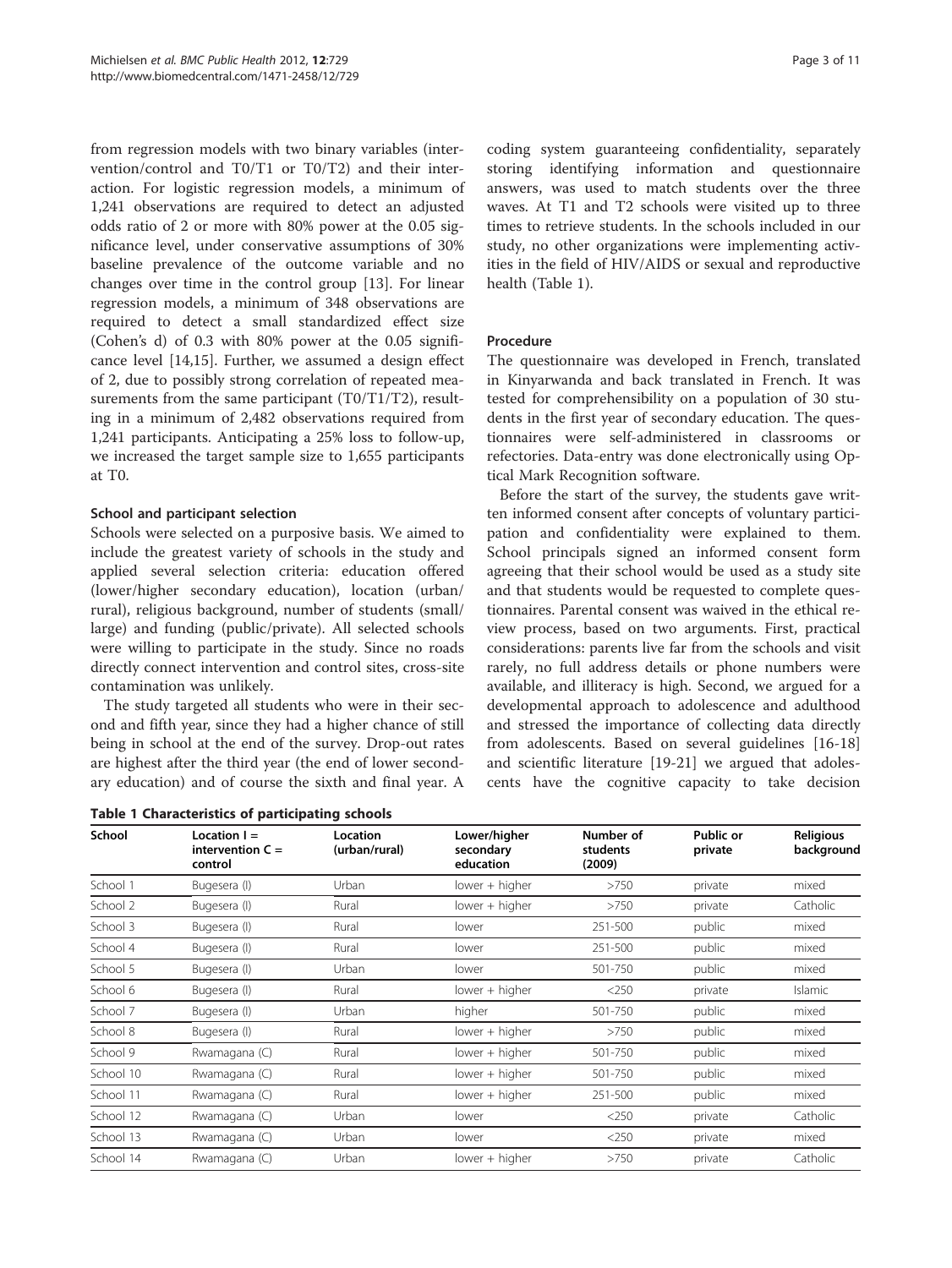from regression models with two binary variables (intervention/control and T0/T1 or T0/T2) and their interaction. For logistic regression models, a minimum of 1,241 observations are required to detect an adjusted odds ratio of 2 or more with 80% power at the 0.05 significance level, under conservative assumptions of 30% baseline prevalence of the outcome variable and no changes over time in the control group [13]. For linear regression models, a minimum of 348 observations are required to detect a small standardized effect size (Cohen's d) of 0.3 with 80% power at the 0.05 significance level [14,15]. Further, we assumed a design effect of 2, due to possibly strong correlation of repeated measurements from the same participant (T0/T1/T2), resulting in a minimum of 2,482 observations required from 1,241 participants. Anticipating a 25% loss to follow-up, we increased the target sample size to 1,655 participants at T0.

### School and participant selection

Schools were selected on a purposive basis. We aimed to include the greatest variety of schools in the study and applied several selection criteria: education offered (lower/higher secondary education), location (urban/rural), religious background, number of students (small/large) and funding (public/private). All selected schools were willing to participate in the study. Since no roads directly connect intervention and control sites, cross-site contamination was unlikely.

The study targeted all students who were in their second and fifth year, since they had a higher chance of still being in school at the end of the survey. Drop-out rates are highest after the third year (the end of lower secondary education) and of course the sixth and final year. A coding system guaranteeing confidentiality, separately storing identifying information and questionnaire answers, was used to match students over the three waves. At T1 and T2 schools were visited up to three times to retrieve students. In the schools included in our study, no other organizations were implementing activities in the field of HIV/AIDS or sexual and reproductive health (Table 1).

**Table 1 Characteristics of participating schools**

| School | Location I = intervention C = control | Location (urban/rural) | Lower/higher secondary education | Number of students (2009) | Public or private | Religious background |
|---|---|---|---|---|---|---|
| School 1 | Bugesera (I) | Urban | lower + higher | >750 | private | mixed |
| School 2 | Bugesera (I) | Rural | lower + higher | >750 | private | Catholic |
| School 3 | Bugesera (I) | Rural | lower | 251-500 | public | mixed |
| School 4 | Bugesera (I) | Rural | lower | 251-500 | public | mixed |
| School 5 | Bugesera (I) | Urban | lower | 501-750 | public | mixed |
| School 6 | Bugesera (I) | Rural | lower + higher | <250 | private | Islamic |
| School 7 | Bugesera (I) | Urban | higher | 501-750 | public | mixed |
| School 8 | Bugesera (I) | Rural | lower + higher | >750 | public | mixed |
| School 9 | Rwamagana (C) | Rural | lower + higher | 501-750 | public | mixed |
| School 10 | Rwamagana (C) | Rural | lower + higher | 501-750 | public | mixed |
| School 11 | Rwamagana (C) | Rural | lower + higher | 251-500 | public | mixed |
| School 12 | Rwamagana (C) | Urban | lower | <250 | private | Catholic |
| School 13 | Rwamagana (C) | Urban | lower | <250 | private | mixed |
| School 14 | Rwamagana (C) | Urban | lower + higher | >750 | private | Catholic |

### Procedure

The questionnaire was developed in French, translated in Kinyarwanda and back translated in French. It was tested for comprehensibility on a population of 30 students in the first year of secondary education. The questionnaires were self-administered in classrooms or refectories. Data-entry was done electronically using Optical Mark Recognition software.

Before the start of the survey, the students gave written informed consent after concepts of voluntary participation and confidentiality were explained to them. School principals signed an informed consent form agreeing that their school would be used as a study site and that students would be requested to complete questionnaires. Parental consent was waived in the ethical review process, based on two arguments. First, practical considerations: parents live far from the schools and visit rarely, no full address details or phone numbers were available, and illiteracy is high. Second, we argued for a developmental approach to adolescence and adulthood and stressed the importance of collecting data directly from adolescents. Based on several guidelines [16-18] and scientific literature [19-21] we argued that adolescents have the cognitive capacity to take decision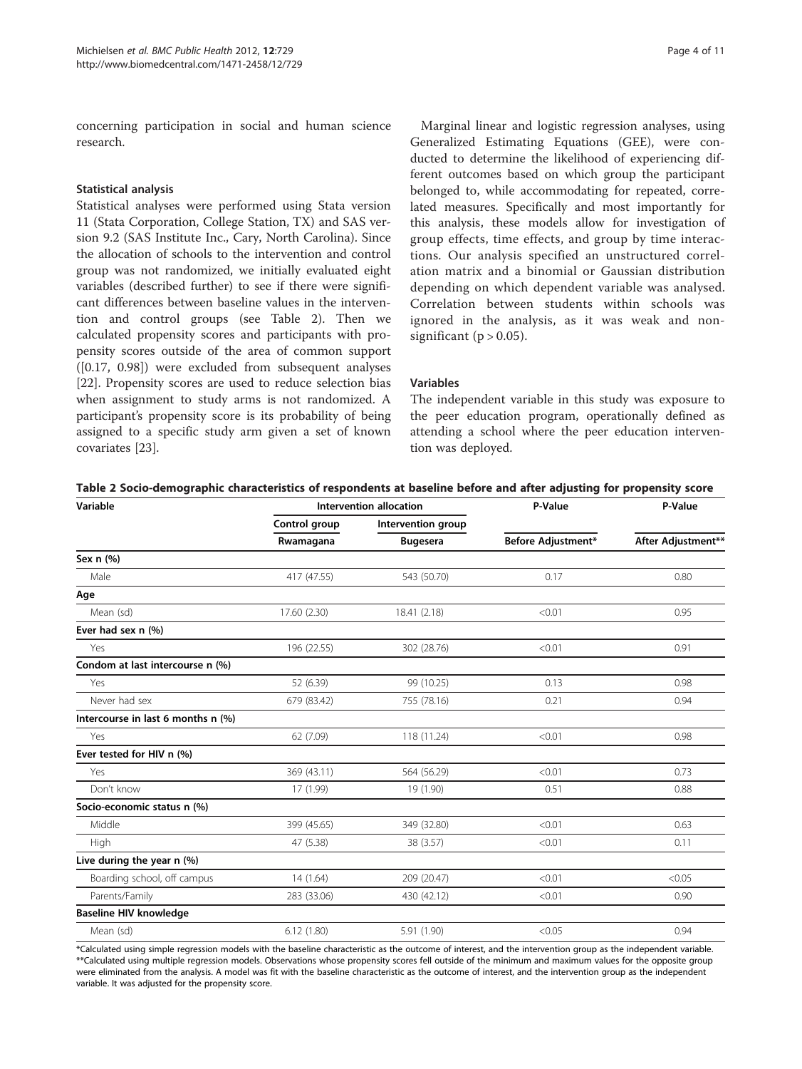concerning participation in social and human science research.

### Statistical analysis

Statistical analyses were performed using Stata version 11 (Stata Corporation, College Station, TX) and SAS version 9.2 (SAS Institute Inc., Cary, North Carolina). Since the allocation of schools to the intervention and control group was not randomized, we initially evaluated eight variables (described further) to see if there were significant differences between baseline values in the intervention and control groups (see Table 2). Then we calculated propensity scores and participants with propensity scores outside of the area of common support ([0.17, 0.98]) were excluded from subsequent analyses [22]. Propensity scores are used to reduce selection bias when assignment to study arms is not randomized. A participant's propensity score is its probability of being assigned to a specific study arm given a set of known covariates [23].

Marginal linear and logistic regression analyses, using Generalized Estimating Equations (GEE), were conducted to determine the likelihood of experiencing different outcomes based on which group the participant belonged to, while accommodating for repeated, correlated measures. Specifically and most importantly for this analysis, these models allow for investigation of group effects, time effects, and group by time interactions. Our analysis specified an unstructured correlation matrix and a binomial or Gaussian distribution depending on which dependent variable was analysed. Correlation between students within schools was ignored in the analysis, as it was weak and non-significant ($p > 0.05$).

### Variables

The independent variable in this study was exposure to the peer education program, operationally defined as attending a school where the peer education intervention was deployed.

**Table 2 Socio-demographic characteristics of respondents at baseline before and after adjusting for propensity score**

| Variable | Intervention allocation | | P-Value | P-Value |
|---|---|---|---|---|
| | Control group | Intervention group | | |
| | Rwamagana | Bugesera | Before Adjustment* | After Adjustment** |
| **Sex n (%)** | | | | |
| Male | 417 (47.55) | 543 (50.70) | 0.17 | 0.80 |
| **Age** | | | | |
| Mean (sd) | 17.60 (2.30) | 18.41 (2.18) | <0.01 | 0.95 |
| **Ever had sex n (%)** | | | | |
| Yes | 196 (22.55) | 302 (28.76) | <0.01 | 0.91 |
| **Condom at last intercourse n (%)** | | | | |
| Yes | 52 (6.39) | 99 (10.25) | 0.13 | 0.98 |
| Never had sex | 679 (83.42) | 755 (78.16) | 0.21 | 0.94 |
| **Intercourse in last 6 months n (%)** | | | | |
| Yes | 62 (7.09) | 118 (11.24) | <0.01 | 0.98 |
| **Ever tested for HIV n (%)** | | | | |
| Yes | 369 (43.11) | 564 (56.29) | <0.01 | 0.73 |
| Don't know | 17 (1.99) | 19 (1.90) | 0.51 | 0.88 |
| **Socio-economic status n (%)** | | | | |
| Middle | 399 (45.65) | 349 (32.80) | <0.01 | 0.63 |
| High | 47 (5.38) | 38 (3.57) | <0.01 | 0.11 |
| **Live during the year n (%)** | | | | |
| Boarding school, off campus | 14 (1.64) | 209 (20.47) | <0.01 | <0.05 |
| Parents/Family | 283 (33.06) | 430 (42.12) | <0.01 | 0.90 |
| **Baseline HIV knowledge** | | | | |
| Mean (sd) | 6.12 (1.80) | 5.91 (1.90) | <0.05 | 0.94 |

*Calculated using simple regression models with the baseline characteristic as the outcome of interest, and the intervention group as the independent variable.
**Calculated using multiple regression models. Observations whose propensity scores fell outside of the minimum and maximum values for the opposite group were eliminated from the analysis. A model was fit with the baseline characteristic as the outcome of interest, and the intervention group as the independent variable. It was adjusted for the propensity score.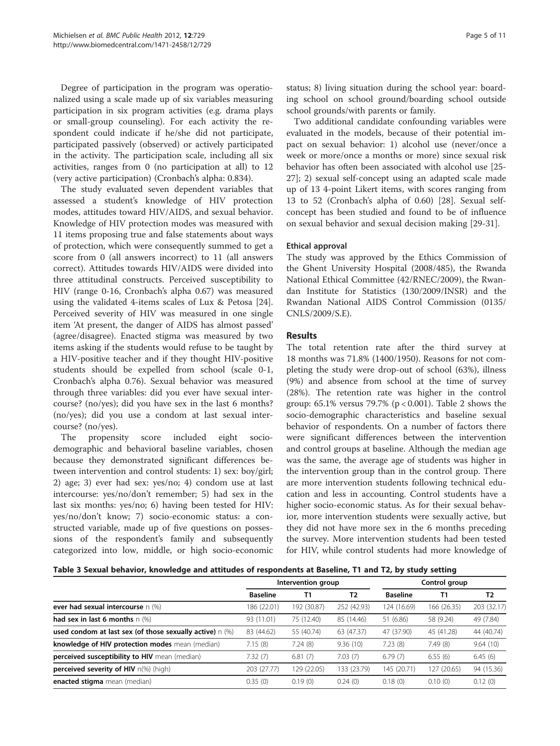Degree of participation in the program was operationalized using a scale made up of six variables measuring participation in six program activities (e.g. drama plays or small-group counseling). For each activity the respondent could indicate if he/she did not participate, participated passively (observed) or actively participated in the activity. The participation scale, including all six activities, ranges from 0 (no participation at all) to 12 (very active participation) (Cronbach's alpha: 0.834).

The study evaluated seven dependent variables that assessed a student's knowledge of HIV protection modes, attitudes toward HIV/AIDS, and sexual behavior. Knowledge of HIV protection modes was measured with 11 items proposing true and false statements about ways of protection, which were consequently summed to get a score from 0 (all answers incorrect) to 11 (all answers correct). Attitudes towards HIV/AIDS were divided into three attitudinal constructs. Perceived susceptibility to HIV (range 0-16, Cronbach's alpha 0.67) was measured using the validated 4-items scales of Lux & Petosa [24]. Perceived severity of HIV was measured in one single item 'At present, the danger of AIDS has almost passed' (agree/disagree). Enacted stigma was measured by two items asking if the students would refuse to be taught by a HIV-positive teacher and if they thought HIV-positive students should be expelled from school (scale 0-1, Cronbach's alpha 0.76). Sexual behavior was measured through three variables: did you ever have sexual intercourse? (no/yes); did you have sex in the last 6 months? (no/yes); did you use a condom at last sexual intercourse? (no/yes).

The propensity score included eight socio-demographic and behavioral baseline variables, chosen because they demonstrated significant differences between intervention and control students: 1) sex: boy/girl; 2) age; 3) ever had sex: yes/no; 4) condom use at last intercourse: yes/no/don't remember; 5) had sex in the last six months: yes/no; 6) having been tested for HIV: yes/no/don't know; 7) socio-economic status: a constructed variable, made up of five questions on possessions of the respondent's family and subsequently categorized into low, middle, or high socio-economic status; 8) living situation during the school year: boarding school on school ground/boarding school outside school grounds/with parents or family.

Two additional candidate confounding variables were evaluated in the models, because of their potential impact on sexual behavior: 1) alcohol use (never/once a week or more/once a months or more) since sexual risk behavior has often been associated with alcohol use [25-27]; 2) sexual self-concept using an adapted scale made up of 13 4-point Likert items, with scores ranging from 13 to 52 (Cronbach's alpha of 0.60) [28]. Sexual self-concept has been studied and found to be of influence on sexual behavior and sexual decision making [29-31].

### Ethical approval

The study was approved by the Ethics Commission of the Ghent University Hospital (2008/485), the Rwanda National Ethical Committee (42/RNEC/2009), the Rwandan Institute for Statistics (130/2009/INSR) and the Rwandan National AIDS Control Commission (0135/CNLS/2009/S.E).

## Results

The total retention rate after the third survey at 18 months was 71.8% (1400/1950). Reasons for not completing the study were drop-out of school (63%), illness (9%) and absence from school at the time of survey (28%). The retention rate was higher in the control group: 65.1% versus 79.7% ($p < 0.001$). Table 2 shows the socio-demographic characteristics and baseline sexual behavior of respondents. On a number of factors there were significant differences between the intervention and control groups at baseline. Although the median age was the same, the average age of students was higher in the intervention group than in the control group. There are more intervention students following technical education and less in accounting. Control students have a higher socio-economic status. As for their sexual behavior, more intervention students were sexually active, but they did not have more sex in the 6 months preceding the survey. More intervention students had been tested for HIV, while control students had more knowledge of

**Table 3 Sexual behavior, knowledge and attitudes of respondents at Baseline, T1 and T2, by study setting**

| | Intervention group | | | Control group | | |
|---|---|---|---|---|---|---|
| | **Baseline** | **T1** | **T2** | **Baseline** | **T1** | **T2** |
| **ever had sexual intercourse** n (%) | 186 (22.01) | 192 (30.87) | 252 (42.93) | 124 (16.69) | 166 (26.35) | 203 (32.17) |
| **had sex in last 6 months** n (%) | 93 (11.01) | 75 (12.40) | 85 (14.46) | 51 (6.86) | 58 (9.24) | 49 (7.84) |
| **used condom at last sex (of those sexually active)** n (%) | 83 (44.62) | 55 (40.74) | 63 (47.37) | 47 (37.90) | 45 (41.28) | 44 (40.74) |
| **knowledge of HIV protection modes** mean (median) | 7.15 (8) | 7.24 (8) | 9.36 (10) | 7.23 (8) | 7.49 (8) | 9.64 (10) |
| **perceived susceptibility to HIV** mean (median) | 7.32 (7) | 6.81 (7) | 7.03 (7) | 6.79 (7) | 6.55 (6) | 6.45 (6) |
| **perceived severity of HIV** n(%) (high) | 203 (27.77) | 129 (22.05) | 133 (23.79) | 145 (20.71) | 127 (20.65) | 94 (15.36) |
| **enacted stigma** mean (median) | 0.35 (0) | 0.19 (0) | 0.24 (0) | 0.18 (0) | 0.10 (0) | 0.12 (0) |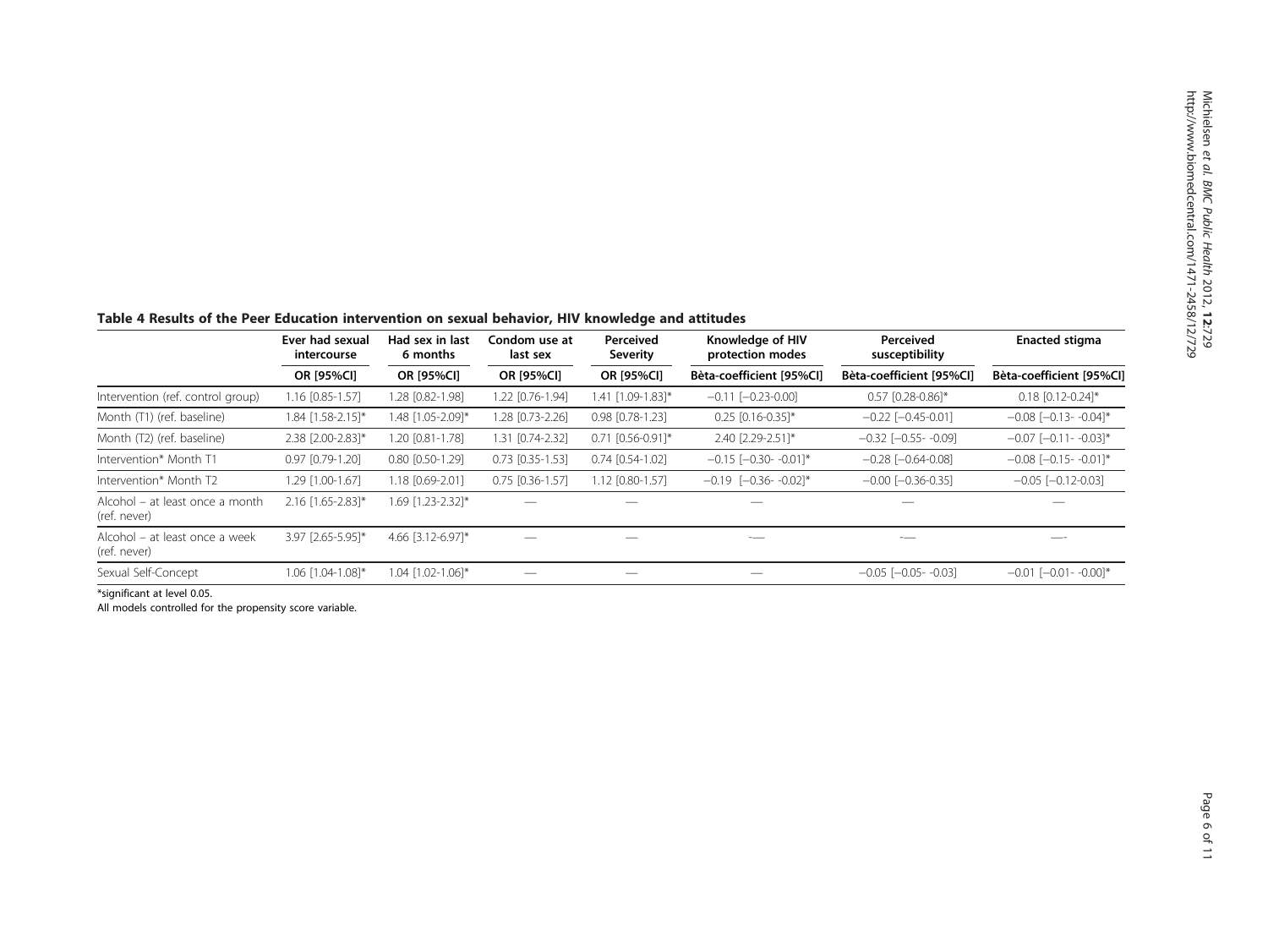**Table 4 Results of the Peer Education intervention on sexual behavior, HIV knowledge and attitudes**

| | Ever had sexual intercourse | Had sex in last 6 months | Condom use at last sex | Perceived Severity | Knowledge of HIV protection modes | Perceived susceptibility | Enacted stigma |
|---|---|---|---|---|---|---|---|
| | OR [95%CI] | OR [95%CI] | OR [95%CI] | OR [95%CI] | Bèta-coefficient [95%CI] | Bèta-coefficient [95%CI] | Bèta-coefficient [95%CI] |
| Intervention (ref. control group) | 1.16 [0.85-1.57] | 1.28 [0.82-1.98] | 1.22 [0.76-1.94] | 1.41 [1.09-1.83]* | −0.11 [−0.23-0.00] | 0.57 [0.28-0.86]* | 0.18 [0.12-0.24]* |
| Month (T1) (ref. baseline) | 1.84 [1.58-2.15]* | 1.48 [1.05-2.09]* | 1.28 [0.73-2.26] | 0.98 [0.78-1.23] | 0.25 [0.16-0.35]* | −0.22 [−0.45-0.01] | −0.08 [−0.13- -0.04]* |
| Month (T2) (ref. baseline) | 2.38 [2.00-2.83]* | 1.20 [0.81-1.78] | 1.31 [0.74-2.32] | 0.71 [0.56-0.91]* | 2.40 [2.29-2.51]* | −0.32 [−0.55- -0.09] | −0.07 [−0.11- -0.03]* |
| Intervention* Month T1 | 0.97 [0.79-1.20] | 0.80 [0.50-1.29] | 0.73 [0.35-1.53] | 0.74 [0.54-1.02] | −0.15 [−0.30- -0.01]* | −0.28 [−0.64-0.08] | −0.08 [−0.15- -0.01]* |
| Intervention* Month T2 | 1.29 [1.00-1.67] | 1.18 [0.69-2.01] | 0.75 [0.36-1.57] | 1.12 [0.80-1.57] | −0.19 [−0.36- -0.02]* | −0.00 [−0.36-0.35] | −0.05 [−0.12-0.03] |
| Alcohol – at least once a month (ref. never) | 2.16 [1.65-2.83]* | 1.69 [1.23-2.32]* | — | — | — | — | — |
| Alcohol – at least once a week (ref. never) | 3.97 [2.65-5.95]* | 4.66 [3.12-6.97]* | — | — | — | — | — |
| Sexual Self-Concept | 1.06 [1.04-1.08]* | 1.04 [1.02-1.06]* | — | — | — | −0.05 [−0.05- -0.03] | −0.01 [−0.01- -0.00]* |

*significant at level 0.05.

All models controlled for the propensity score variable.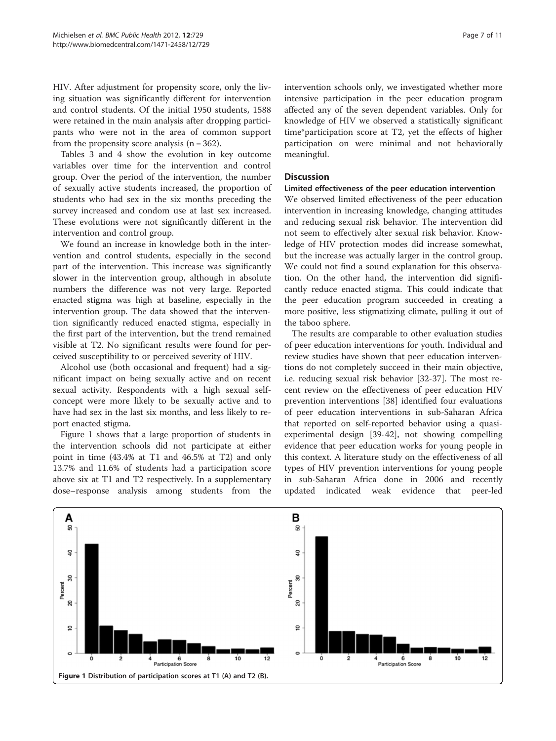HIV. After adjustment for propensity score, only the living situation was significantly different for intervention and control students. Of the initial 1950 students, 1588 were retained in the main analysis after dropping participants who were not in the area of common support from the propensity score analysis (n = 362).

Tables 3 and 4 show the evolution in key outcome variables over time for the intervention and control group. Over the period of the intervention, the number of sexually active students increased, the proportion of students who had sex in the six months preceding the survey increased and condom use at last sex increased. These evolutions were not significantly different in the intervention and control group.

We found an increase in knowledge both in the intervention and control students, especially in the second part of the intervention. This increase was significantly slower in the intervention group, although in absolute numbers the difference was not very large. Reported enacted stigma was high at baseline, especially in the intervention group. The data showed that the intervention significantly reduced enacted stigma, especially in the first part of the intervention, but the trend remained visible at T2. No significant results were found for perceived susceptibility to or perceived severity of HIV.

Alcohol use (both occasional and frequent) had a significant impact on being sexually active and on recent sexual activity. Respondents with a high sexual self-concept were more likely to be sexually active and to have had sex in the last six months, and less likely to report enacted stigma.

Figure 1 shows that a large proportion of students in the intervention schools did not participate at either point in time (43.4% at T1 and 46.5% at T2) and only 13.7% and 11.6% of students had a participation score above six at T1 and T2 respectively. In a supplementary dose–response analysis among students from the intervention schools only, we investigated whether more intensive participation in the peer education program affected any of the seven dependent variables. Only for knowledge of HIV we observed a statistically significant time*participation score at T2, yet the effects of higher participation on were minimal and not behaviorally meaningful.

## Discussion

### Limited effectiveness of the peer education intervention

We observed limited effectiveness of the peer education intervention in increasing knowledge, changing attitudes and reducing sexual risk behavior. The intervention did not seem to effectively alter sexual risk behavior. Knowledge of HIV protection modes did increase somewhat, but the increase was actually larger in the control group. We could not find a sound explanation for this observation. On the other hand, the intervention did significantly reduce enacted stigma. This could indicate that the peer education program succeeded in creating a more positive, less stigmatizing climate, pulling it out of the taboo sphere.

The results are comparable to other evaluation studies of peer education interventions for youth. Individual and review studies have shown that peer education interventions do not completely succeed in their main objective, i.e. reducing sexual risk behavior [32-37]. The most recent review on the effectiveness of peer education HIV prevention interventions [38] identified four evaluations of peer education interventions in sub-Saharan Africa that reported on self-reported behavior using a quasi-experimental design [39-42], not showing compelling evidence that peer education works for young people in this context. A literature study on the effectiveness of all types of HIV prevention interventions for young people in sub-Saharan Africa done in 2006 and recently updated indicated weak evidence that peer-led

Figure 1 Distribution of participation scores at T1 (A) and T2 (B).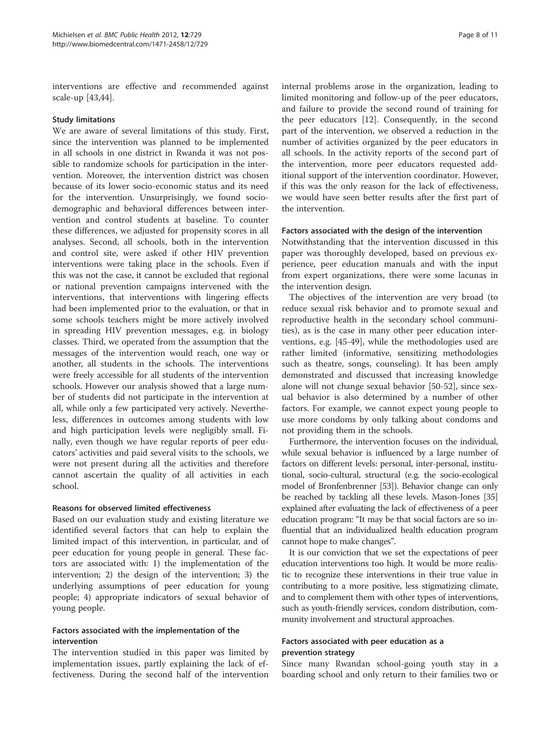interventions are effective and recommended against scale-up [43,44].

### Study limitations

We are aware of several limitations of this study. First, since the intervention was planned to be implemented in all schools in one district in Rwanda it was not possible to randomize schools for participation in the intervention. Moreover, the intervention district was chosen because of its lower socio-economic status and its need for the intervention. Unsurprisingly, we found socio-demographic and behavioral differences between intervention and control students at baseline. To counter these differences, we adjusted for propensity scores in all analyses. Second, all schools, both in the intervention and control site, were asked if other HIV prevention interventions were taking place in the schools. Even if this was not the case, it cannot be excluded that regional or national prevention campaigns intervened with the interventions, that interventions with lingering effects had been implemented prior to the evaluation, or that in some schools teachers might be more actively involved in spreading HIV prevention messages, e.g. in biology classes. Third, we operated from the assumption that the messages of the intervention would reach, one way or another, all students in the schools. The interventions were freely accessible for all students of the intervention schools. However our analysis showed that a large number of students did not participate in the intervention at all, while only a few participated very actively. Nevertheless, differences in outcomes among students with low and high participation levels were negligibly small. Finally, even though we have regular reports of peer educators' activities and paid several visits to the schools, we were not present during all the activities and therefore cannot ascertain the quality of all activities in each school.

### Reasons for observed limited effectiveness

Based on our evaluation study and existing literature we identified several factors that can help to explain the limited impact of this intervention, in particular, and of peer education for young people in general. These factors are associated with: 1) the implementation of the intervention; 2) the design of the intervention; 3) the underlying assumptions of peer education for young people; 4) appropriate indicators of sexual behavior of young people.

### Factors associated with the implementation of the intervention

The intervention studied in this paper was limited by implementation issues, partly explaining the lack of effectiveness. During the second half of the intervention internal problems arose in the organization, leading to limited monitoring and follow-up of the peer educators, and failure to provide the second round of training for the peer educators [12]. Consequently, in the second part of the intervention, we observed a reduction in the number of activities organized by the peer educators in all schools. In the activity reports of the second part of the intervention, more peer educators requested additional support of the intervention coordinator. However, if this was the only reason for the lack of effectiveness, we would have seen better results after the first part of the intervention.

### Factors associated with the design of the intervention

Notwithstanding that the intervention discussed in this paper was thoroughly developed, based on previous experience, peer education manuals and with the input from expert organizations, there were some lacunas in the intervention design.

The objectives of the intervention are very broad (to reduce sexual risk behavior and to promote sexual and reproductive health in the secondary school communities), as is the case in many other peer education interventions, e.g. [45-49], while the methodologies used are rather limited (informative, sensitizing methodologies such as theatre, songs, counseling). It has been amply demonstrated and discussed that increasing knowledge alone will not change sexual behavior [50-52], since sexual behavior is also determined by a number of other factors. For example, we cannot expect young people to use more condoms by only talking about condoms and not providing them in the schools.

Furthermore, the intervention focuses on the individual, while sexual behavior is influenced by a large number of factors on different levels: personal, inter-personal, institutional, socio-cultural, structural (e.g. the socio-ecological model of Bronfenbrenner [53]). Behavior change can only be reached by tackling all these levels. Mason-Jones [35] explained after evaluating the lack of effectiveness of a peer education program: "It may be that social factors are so influential that an individualized health education program cannot hope to make changes".

It is our conviction that we set the expectations of peer education interventions too high. It would be more realistic to recognize these interventions in their true value in contributing to a more positive, less stigmatizing climate, and to complement them with other types of interventions, such as youth-friendly services, condom distribution, community involvement and structural approaches.

### Factors associated with peer education as a prevention strategy

Since many Rwandan school-going youth stay in a boarding school and only return to their families two or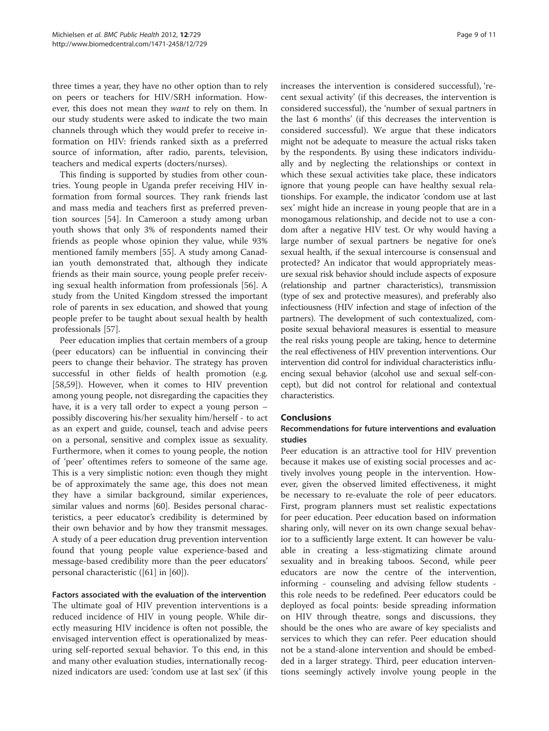three times a year, they have no other option than to rely on peers or teachers for HIV/SRH information. However, this does not mean they *want* to rely on them. In our study students were asked to indicate the two main channels through which they would prefer to receive information on HIV: friends ranked sixth as a preferred source of information, after radio, parents, television, teachers and medical experts (docters/nurses).

This finding is supported by studies from other countries. Young people in Uganda prefer receiving HIV information from formal sources. They rank friends last and mass media and teachers first as preferred prevention sources [54]. In Cameroon a study among urban youth shows that only 3% of respondents named their friends as people whose opinion they value, while 93% mentioned family members [55]. A study among Canadian youth demonstrated that, although they indicate friends as their main source, young people prefer receiving sexual health information from professionals [56]. A study from the United Kingdom stressed the important role of parents in sex education, and showed that young people prefer to be taught about sexual health by health professionals [57].

Peer education implies that certain members of a group (peer educators) can be influential in convincing their peers to change their behavior. The strategy has proven successful in other fields of health promotion (e.g. [58,59]). However, when it comes to HIV prevention among young people, not disregarding the capacities they have, it is a very tall order to expect a young person – possibly discovering his/her sexuality him/herself - to act as an expert and guide, counsel, teach and advise peers on a personal, sensitive and complex issue as sexuality. Furthermore, when it comes to young people, the notion of 'peer' oftentimes refers to someone of the same age. This is a very simplistic notion: even though they might be of approximately the same age, this does not mean they have a similar background, similar experiences, similar values and norms [60]. Besides personal characteristics, a peer educator's credibility is determined by their own behavior and by how they transmit messages. A study of a peer education drug prevention intervention found that young people value experience-based and message-based credibility more than the peer educators' personal characteristic ([61] in [60]).

#### Factors associated with the evaluation of the intervention

The ultimate goal of HIV prevention interventions is a reduced incidence of HIV in young people. While directly measuring HIV incidence is often not possible, the envisaged intervention effect is operationalized by measuring self-reported sexual behavior. To this end, in this and many other evaluation studies, internationally recognized indicators are used: 'condom use at last sex' (if this increases the intervention is considered successful), 'recent sexual activity' (if this decreases, the intervention is considered successful), the 'number of sexual partners in the last 6 months' (if this decreases the intervention is considered successful). We argue that these indicators might not be adequate to measure the actual risks taken by the respondents. By using these indicators individually and by neglecting the relationships or context in which these sexual activities take place, these indicators ignore that young people can have healthy sexual relationships. For example, the indicator 'condom use at last sex' might hide an increase in young people that are in a monogamous relationship, and decide not to use a condom after a negative HIV test. Or why would having a large number of sexual partners be negative for one's sexual health, if the sexual intercourse is consensual and protected? An indicator that would appropriately measure sexual risk behavior should include aspects of exposure (relationship and partner characteristics), transmission (type of sex and protective measures), and preferably also infectiousness (HIV infection and stage of infection of the partners). The development of such contextualized, composite sexual behavioral measures is essential to measure the real risks young people are taking, hence to determine the real effectiveness of HIV prevention interventions. Our intervention did control for individual characteristics influencing sexual behavior (alcohol use and sexual self-concept), but did not control for relational and contextual characteristics.

## Conclusions

### Recommendations for future interventions and evaluation studies

Peer education is an attractive tool for HIV prevention because it makes use of existing social processes and actively involves young people in the intervention. However, given the observed limited effectiveness, it might be necessary to re-evaluate the role of peer educators. First, program planners must set realistic expectations for peer education. Peer education based on information sharing only, will never on its own change sexual behavior to a sufficiently large extent. It can however be valuable in creating a less-stigmatizing climate around sexuality and in breaking taboos. Second, while peer educators are now the centre of the intervention, informing - counseling and advising fellow students - this role needs to be redefined. Peer educators could be deployed as focal points: beside spreading information on HIV through theatre, songs and discussions, they should be the ones who are aware of key specialists and services to which they can refer. Peer education should not be a stand-alone intervention and should be embedded in a larger strategy. Third, peer education interventions seemingly actively involve young people in the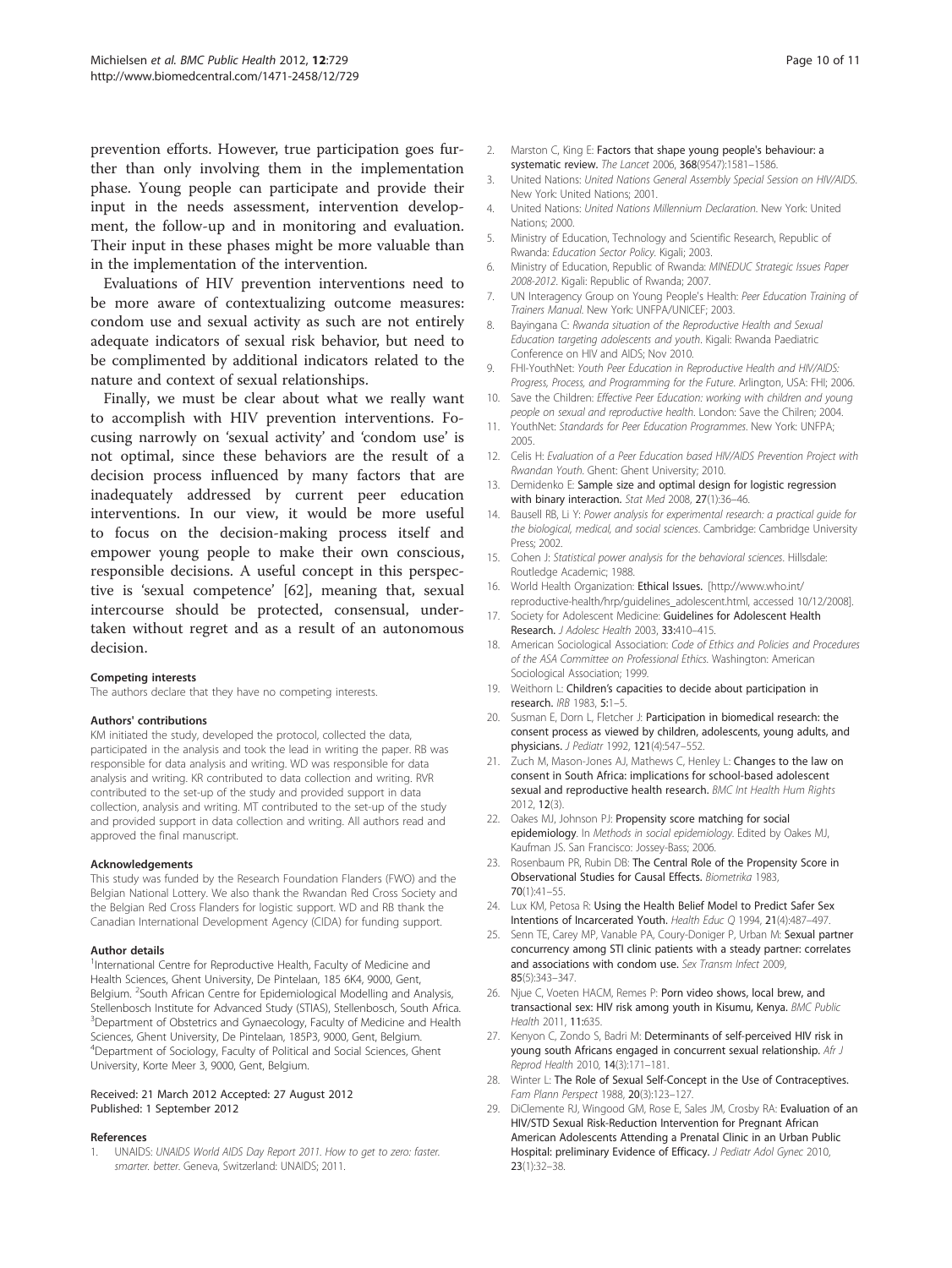prevention efforts. However, true participation goes further than only involving them in the implementation phase. Young people can participate and provide their input in the needs assessment, intervention development, the follow-up and in monitoring and evaluation. Their input in these phases might be more valuable than in the implementation of the intervention.

Evaluations of HIV prevention interventions need to be more aware of contextualizing outcome measures: condom use and sexual activity as such are not entirely adequate indicators of sexual risk behavior, but need to be complimented by additional indicators related to the nature and context of sexual relationships.

Finally, we must be clear about what we really want to accomplish with HIV prevention interventions. Focusing narrowly on 'sexual activity' and 'condom use' is not optimal, since these behaviors are the result of a decision process influenced by many factors that are inadequately addressed by current peer education interventions. In our view, it would be more useful to focus on the decision-making process itself and empower young people to make their own conscious, responsible decisions. A useful concept in this perspective is 'sexual competence' [62], meaning that, sexual intercourse should be protected, consensual, undertaken without regret and as a result of an autonomous decision.

#### Competing interests

The authors declare that they have no competing interests.

#### Authors' contributions

KM initiated the study, developed the protocol, collected the data, participated in the analysis and took the lead in writing the paper. RB was responsible for data analysis and writing. WD was responsible for data analysis and writing. KR contributed to data collection and writing. RVR contributed to the set-up of the study and provided support in data collection, analysis and writing. MT contributed to the set-up of the study and provided support in data collection and writing. All authors read and approved the final manuscript.

#### Acknowledgements

This study was funded by the Research Foundation Flanders (FWO) and the Belgian National Lottery. We also thank the Rwandan Red Cross Society and the Belgian Red Cross Flanders for logistic support. WD and RB thank the Canadian International Development Agency (CIDA) for funding support.

#### Author details

[1]International Centre for Reproductive Health, Faculty of Medicine and Health Sciences, Ghent University, De Pintelaan, 185 6K4, 9000, Gent, Belgium. [2]South African Centre for Epidemiological Modelling and Analysis, Stellenbosch Institute for Advanced Study (STIAS), Stellenbosch, South Africa. [3]Department of Obstetrics and Gynaecology, Faculty of Medicine and Health Sciences, Ghent University, De Pintelaan, 185P3, 9000, Gent, Belgium. [4]Department of Sociology, Faculty of Political and Social Sciences, Ghent University, Korte Meer 3, 9000, Gent, Belgium.

Received: 21 March 2012 Accepted: 27 August 2012
Published: 1 September 2012

#### References

1. UNAIDS: *UNAIDS World AIDS Day Report 2011. How to get to zero: faster. smarter. better*. Geneva, Switzerland: UNAIDS; 2011.
2. Marston C, King E: **Factors that shape young people's behaviour: a systematic review.** *The Lancet* 2006, **368**(9547):1581–1586.
3. United Nations: *United Nations General Assembly Special Session on HIV/AIDS*. New York: United Nations; 2001.
4. United Nations: *United Nations Millennium Declaration*. New York: United Nations; 2000.
5. Ministry of Education, Technology and Scientific Research, Republic of Rwanda: *Education Sector Policy*. Kigali; 2003.
6. Ministry of Education, Republic of Rwanda: *MINEDUC Strategic Issues Paper 2008-2012*. Kigali: Republic of Rwanda; 2007.
7. UN Interagency Group on Young People's Health: *Peer Education Training of Trainers Manual*. New York: UNFPA/UNICEF; 2003.
8. Bayingana C: *Rwanda situation of the Reproductive Health and Sexual Education targeting adolescents and youth*. Kigali: Rwanda Paediatric Conference on HIV and AIDS; Nov 2010.
9. FHI-YouthNet: *Youth Peer Education in Reproductive Health and HIV/AIDS: Progress, Process, and Programming for the Future*. Arlington, USA: FHI; 2006.
10. Save the Children: *Effective Peer Education: working with children and young people on sexual and reproductive health*. London: Save the Chilren; 2004.
11. YouthNet: *Standards for Peer Education Programmes*. New York: UNFPA; 2005.
12. Celis H: *Evaluation of a Peer Education based HIV/AIDS Prevention Project with Rwandan Youth*. Ghent: Ghent University; 2010.
13. Demidenko E: **Sample size and optimal design for logistic regression with binary interaction.** *Stat Med* 2008, **27**(1):36–46.
14. Bausell RB, Li Y: *Power analysis for experimental research: a practical guide for the biological, medical, and social sciences*. Cambridge: Cambridge University Press; 2002.
15. Cohen J: *Statistical power analysis for the behavioral sciences*. Hillsdale: Routledge Academic; 1988.
16. World Health Organization: **Ethical Issues.** [http://www.who.int/reproductive-health/hrp/guidelines_adolescent.html, accessed 10/12/2008].
17. Society for Adolescent Medicine: **Guidelines for Adolescent Health Research.** *J Adolesc Health* 2003, **33**:410–415.
18. American Sociological Association: *Code of Ethics and Policies and Procedures of the ASA Committee on Professional Ethics*. Washington: American Sociological Association; 1999.
19. Weithorn L: **Children's capacities to decide about participation in research.** *IRB* 1983, **5**:1–5.
20. Susman E, Dorn L, Fletcher J: **Participation in biomedical research: the consent process as viewed by children, adolescents, young adults, and physicians.** *J Pediatr* 1992, **121**(4):547–552.
21. Zuch M, Mason-Jones AJ, Mathews C, Henley L: **Changes to the law on consent in South Africa: implications for school-based adolescent sexual and reproductive health research.** *BMC Int Health Hum Rights* 2012, **12**(3).
22. Oakes MJ, Johnson PJ: **Propensity score matching for social epidemiology**. In *Methods in social epidemiology*. Edited by Oakes MJ, Kaufman JS. San Francisco: Jossey-Bass; 2006.
23. Rosenbaum PR, Rubin DB: **The Central Role of the Propensity Score in Observational Studies for Causal Effects.** *Biometrika* 1983, **70**(1):41–55.
24. Lux KM, Petosa R: **Using the Health Belief Model to Predict Safer Sex Intentions of Incarcerated Youth.** *Health Educ Q* 1994, **21**(4):487–497.
25. Senn TE, Carey MP, Vanable PA, Coury-Doniger P, Urban M: **Sexual partner concurrency among STI clinic patients with a steady partner: correlates and associations with condom use.** *Sex Transm Infect* 2009, **85**(5):343–347.
26. Njue C, Voeten HACM, Remes P: **Porn video shows, local brew, and transactional sex: HIV risk among youth in Kisumu, Kenya.** *BMC Public Health* 2011, **11**:635.
27. Kenyon C, Zondo S, Badri M: **Determinants of self-perceived HIV risk in young south Africans engaged in concurrent sexual relationship.** *Afr J Reprod Health* 2010, **14**(3):171–181.
28. Winter L: **The Role of Sexual Self-Concept in the Use of Contraceptives.** *Fam Plann Perspect* 1988, **20**(3):123–127.
29. DiClemente RJ, Wingood GM, Rose E, Sales JM, Crosby RA: **Evaluation of an HIV/STD Sexual Risk-Reduction Intervention for Pregnant African American Adolescents Attending a Prenatal Clinic in an Urban Public Hospital: preliminary Evidence of Efficacy.** *J Pediatr Adol Gynec* 2010, **23**(1):32–38.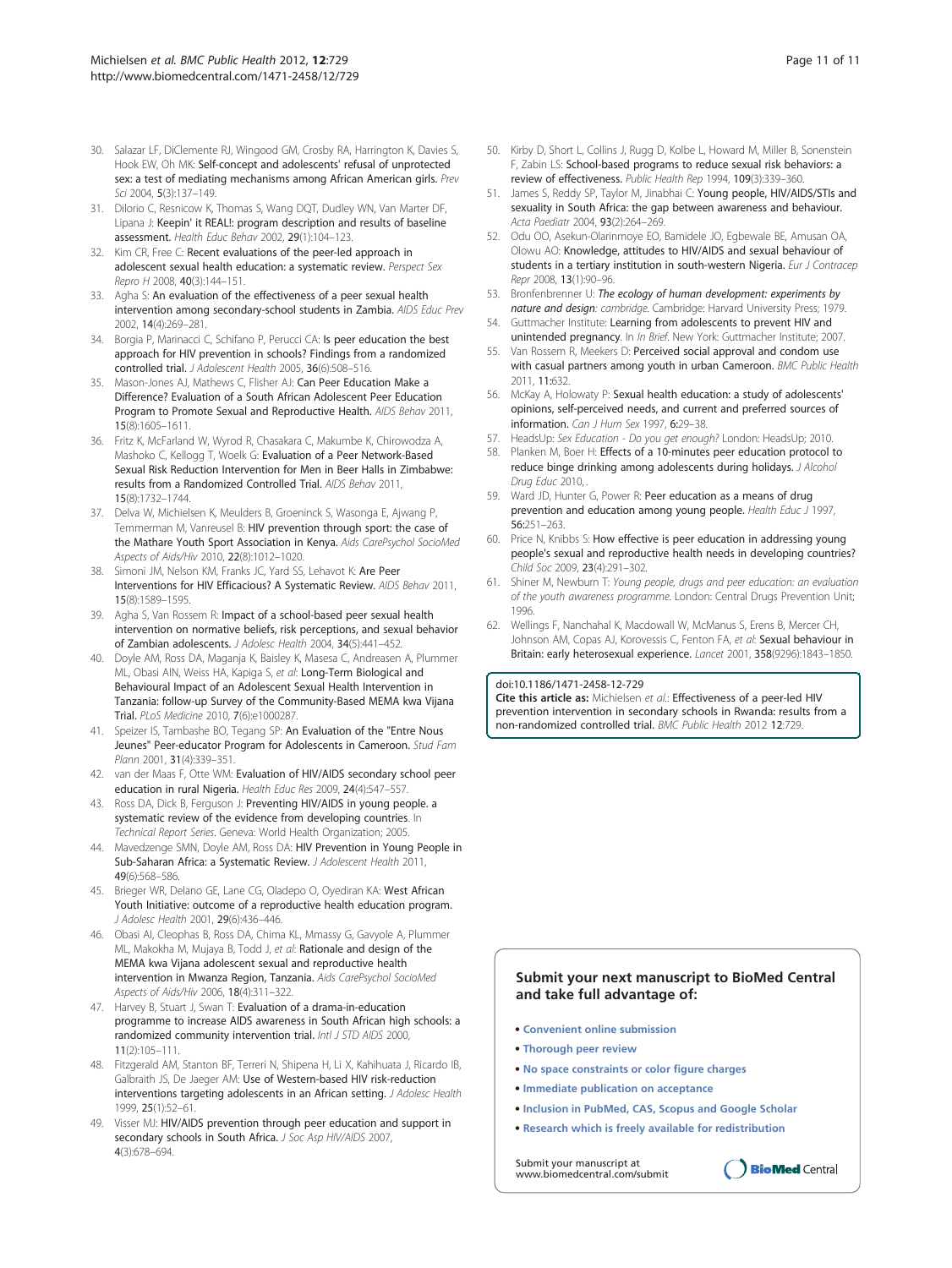30. Salazar LF, DiClemente RJ, Wingood GM, Crosby RA, Harrington K, Davies S, Hook EW, Oh MK: Self-concept and adolescents' refusal of unprotected sex: a test of mediating mechanisms among African American girls. *Prev Sci* 2004, 5(3):137–149.
31. Dilorio C, Resnicow K, Thomas S, Wang DQT, Dudley WN, Van Marter DF, Lipana J: Keepin' it REAL!: program description and results of baseline assessment. *Health Educ Behav* 2002, 29(1):104–123.
32. Kim CR, Free C: Recent evaluations of the peer-led approach in adolescent sexual health education: a systematic review. *Perspect Sex Repro H* 2008, 40(3):144–151.
33. Agha S: An evaluation of the effectiveness of a peer sexual health intervention among secondary-school students in Zambia. *AIDS Educ Prev* 2002, 14(4):269–281.
34. Borgia P, Marinacci C, Schifano P, Perucci CA: Is peer education the best approach for HIV prevention in schools? Findings from a randomized controlled trial. *J Adolescent Health* 2005, 36(6):508–516.
35. Mason-Jones AJ, Mathews C, Flisher AJ: Can Peer Education Make a Difference? Evaluation of a South African Adolescent Peer Education Program to Promote Sexual and Reproductive Health. *AIDS Behav* 2011, 15(8):1605–1611.
36. Fritz K, McFarland W, Wyrod R, Chasakara C, Makumbe K, Chirowodza A, Mashoko C, Kellogg T, Woelk G: Evaluation of a Peer Network-Based Sexual Risk Reduction Intervention for Men in Beer Halls in Zimbabwe: results from a Randomized Controlled Trial. *AIDS Behav* 2011, 15(8):1732–1744.
37. Delva W, Michielsen K, Meulders B, Groeninck S, Wasonga E, Ajwang P, Temmerman M, Vanreusel B: HIV prevention through sport: the case of the Mathare Youth Sport Association in Kenya. *Aids CarePsychol SocioMed Aspects of Aids/Hiv* 2010, 22(8):1012–1020.
38. Simoni JM, Nelson KM, Franks JC, Yard SS, Lehavot K: Are Peer Interventions for HIV Efficacious? A Systematic Review. *AIDS Behav* 2011, 15(8):1589–1595.
39. Agha S, Van Rossem R: Impact of a school-based peer sexual health intervention on normative beliefs, risk perceptions, and sexual behavior of Zambian adolescents. *J Adolesc Health* 2004, 34(5):441–452.
40. Doyle AM, Ross DA, Maganja K, Baisley K, Masesa C, Andreasen A, Plummer ML, Obasi AIN, Weiss HA, Kapiga S, *et al*: Long-Term Biological and Behavioural Impact of an Adolescent Sexual Health Intervention in Tanzania: follow-up Survey of the Community-Based MEMA kwa Vijana Trial. *PLoS Medicine* 2010, 7(6):e1000287.
41. Speizer IS, Tambashe BO, Tegang SP: An Evaluation of the "Entre Nous Jeunes" Peer-educator Program for Adolescents in Cameroon. *Stud Fam Plann* 2001, 31(4):339–351.
42. van der Maas F, Otte WM: Evaluation of HIV/AIDS secondary school peer education in rural Nigeria. *Health Educ Res* 2009, 24(4):547–557.
43. Ross DA, Dick B, Ferguson J: Preventing HIV/AIDS in young people. a systematic review of the evidence from developing countries. In *Technical Report Series*. Geneva: World Health Organization; 2005.
44. Mavedzenge SMN, Doyle AM, Ross DA: HIV Prevention in Young People in Sub-Saharan Africa: a Systematic Review. *J Adolescent Health* 2011, 49(6):568–586.
45. Brieger WR, Delano GE, Lane CG, Oladepo O, Oyediran KA: West African Youth Initiative: outcome of a reproductive health education program. *J Adolesc Health* 2001, 29(6):436–446.
46. Obasi AI, Cleophas B, Ross DA, Chima KL, Mmassy G, Gavyole A, Plummer ML, Makokha M, Mujaya B, Todd J, *et al*: Rationale and design of the MEMA kwa Vijana adolescent sexual and reproductive health intervention in Mwanza Region, Tanzania. *Aids CarePsychol SocioMed Aspects of Aids/Hiv* 2006, 18(4):311–322.
47. Harvey B, Stuart J, Swan T: Evaluation of a drama-in-education programme to increase AIDS awareness in South African high schools: a randomized community intervention trial. *Intl J STD AIDS* 2000, 11(2):105–111.
48. Fitzgerald AM, Stanton BF, Terreri N, Shipena H, Li X, Kahihuata J, Ricardo IB, Galbraith JS, De Jaeger AM: Use of Western-based HIV risk-reduction interventions targeting adolescents in an African setting. *J Adolesc Health* 1999, 25(1):52–61.
49. Visser MJ: HIV/AIDS prevention through peer education and support in secondary schools in South Africa. *J Soc Asp HIV/AIDS* 2007, 4(3):678–694.
50. Kirby D, Short L, Collins J, Rugg D, Kolbe L, Howard M, Miller B, Sonenstein F, Zabin LS: School-based programs to reduce sexual risk behaviors: a review of effectiveness. *Public Health Rep* 1994, 109(3):339–360.
51. James S, Reddy SP, Taylor M, Jinabhai C: Young people, HIV/AIDS/STIs and sexuality in South Africa: the gap between awareness and behaviour. *Acta Paediatr* 2004, 93(2):264–269.
52. Odu OO, Asekun-Olarinmoye EO, Bamidele JO, Egbewale BE, Amusan OA, Olowu AO: Knowledge, attitudes to HIV/AIDS and sexual behaviour of students in a tertiary institution in south-western Nigeria. *Eur J Contracep Repr* 2008, 13(1):90–96.
53. Bronfenbrenner U: *The ecology of human development: experiments by nature and design: cambridge*. Cambridge: Harvard University Press; 1979.
54. Guttmacher Institute: Learning from adolescents to prevent HIV and unintended pregnancy. In *In Brief*. New York: Guttmacher Institute; 2007.
55. Van Rossem R, Meekers D: Perceived social approval and condom use with casual partners among youth in urban Cameroon. *BMC Public Health* 2011, 11:632.
56. McKay A, Holowaty P: Sexual health education: a study of adolescents' opinions, self-perceived needs, and current and preferred sources of information. *Can J Hum Sex* 1997, 6:29–38.
57. HeadsUp: *Sex Education - Do you get enough?* London: HeadsUp; 2010.
58. Planken M, Boer H: Effects of a 10-minutes peer education protocol to reduce binge drinking among adolescents during holidays. *J Alcohol Drug Educ* 2010, .
59. Ward JD, Hunter G, Power R: Peer education as a means of drug prevention and education among young people. *Health Educ J* 1997, 56:251–263.
60. Price N, Knibbs S: How effective is peer education in addressing young people's sexual and reproductive health needs in developing countries? *Child Soc* 2009, 23(4):291–302.
61. Shiner M, Newburn T: *Young people, drugs and peer education: an evaluation of the youth awareness programme*. London: Central Drugs Prevention Unit; 1996.
62. Wellings F, Nanchahal K, Macdowall W, McManus S, Erens B, Mercer CH, Johnson AM, Copas AJ, Korovessis C, Fenton FA, *et al*: Sexual behaviour in Britain: early heterosexual experience. *Lancet* 2001, 358(9296):1843–1850.

doi:10.1186/1471-2458-12-729

**Cite this article as:** Michielsen *et al.*: Effectiveness of a peer-led HIV prevention intervention in secondary schools in Rwanda: results from a non-randomized controlled trial. *BMC Public Health* 2012 12:729.

**Submit your next manuscript to BioMed Central and take full advantage of:**

- Convenient online submission
- Thorough peer review
- No space constraints or color figure charges
- Immediate publication on acceptance
- Inclusion in PubMed, CAS, Scopus and Google Scholar
- Research which is freely available for redistribution

Submit your manuscript at www.biomedcentral.com/submit

BioMed Central